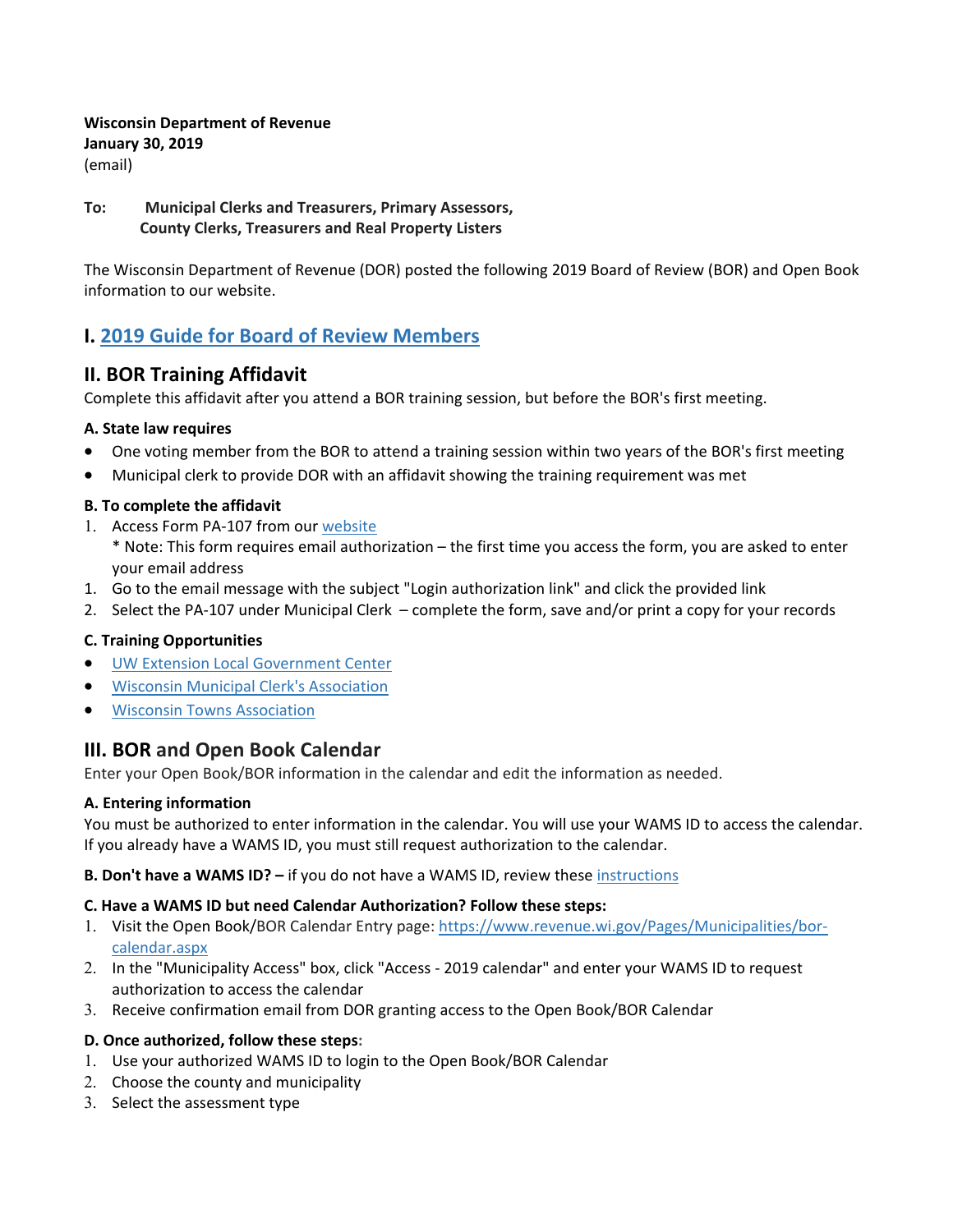**Wisconsin Department of Revenue**
**January 30, 2019**
(email)

**To: Municipal Clerks and Treasurers, Primary Assessors,
County Clerks, Treasurers and Real Property Listers**

The Wisconsin Department of Revenue (DOR) posted the following 2019 Board of Review (BOR) and Open Book information to our website.

## I. 2019 Guide for Board of Review Members

## II. BOR Training Affidavit

Complete this affidavit after you attend a BOR training session, but before the BOR's first meeting.

#### A. State law requires

- One voting member from the BOR to attend a training session within two years of the BOR's first meeting
- Municipal clerk to provide DOR with an affidavit showing the training requirement was met

#### B. To complete the affidavit

1. Access Form PA-107 from our website
   * Note: This form requires email authorization – the first time you access the form, you are asked to enter your email address
1. Go to the email message with the subject "Login authorization link" and click the provided link
2. Select the PA-107 under Municipal Clerk – complete the form, save and/or print a copy for your records

#### C. Training Opportunities

- UW Extension Local Government Center
- Wisconsin Municipal Clerk's Association
- Wisconsin Towns Association

## III. BOR and Open Book Calendar

Enter your Open Book/BOR information in the calendar and edit the information as needed.

#### A. Entering information

You must be authorized to enter information in the calendar. You will use your WAMS ID to access the calendar. If you already have a WAMS ID, you must still request authorization to the calendar.

**B. Don't have a WAMS ID? –** if you do not have a WAMS ID, review these instructions

#### C. Have a WAMS ID but need Calendar Authorization? Follow these steps:

1. Visit the Open Book/BOR Calendar Entry page: https://www.revenue.wi.gov/Pages/Municipalities/bor-calendar.aspx
2. In the "Municipality Access" box, click "Access - 2019 calendar" and enter your WAMS ID to request authorization to access the calendar
3. Receive confirmation email from DOR granting access to the Open Book/BOR Calendar

#### D. Once authorized, follow these steps:

1. Use your authorized WAMS ID to login to the Open Book/BOR Calendar
2. Choose the county and municipality
3. Select the assessment type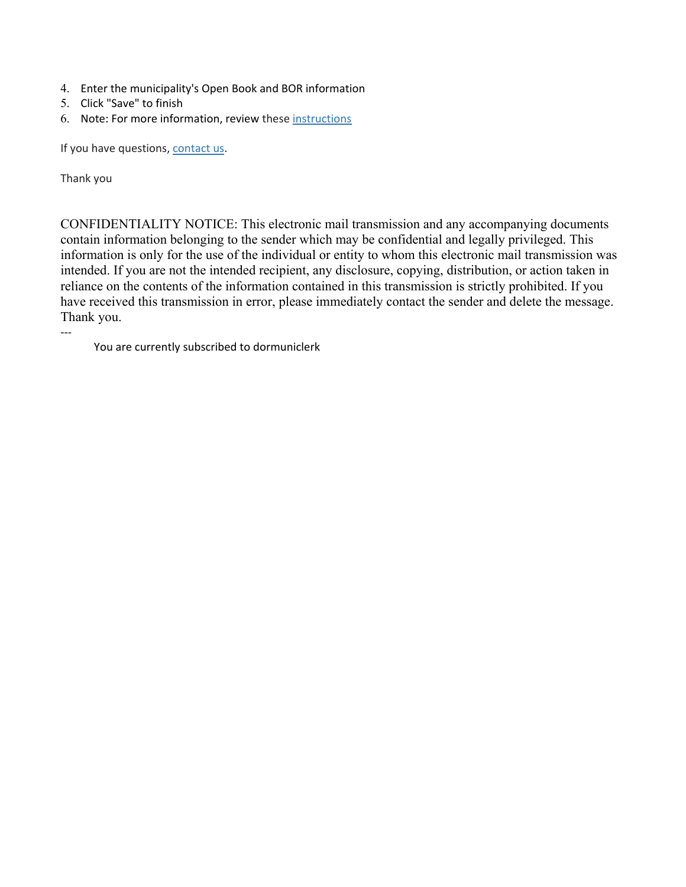4. Enter the municipality's Open Book and BOR information
5. Click "Save" to finish
6. Note: For more information, review these instructions

If you have questions, contact us.

Thank you

CONFIDENTIALITY NOTICE: This electronic mail transmission and any accompanying documents contain information belonging to the sender which may be confidential and legally privileged. This information is only for the use of the individual or entity to whom this electronic mail transmission was intended. If you are not the intended recipient, any disclosure, copying, distribution, or action taken in reliance on the contents of the information contained in this transmission is strictly prohibited. If you have received this transmission in error, please immediately contact the sender and delete the message. Thank you.

---

You are currently subscribed to dormuniclerk